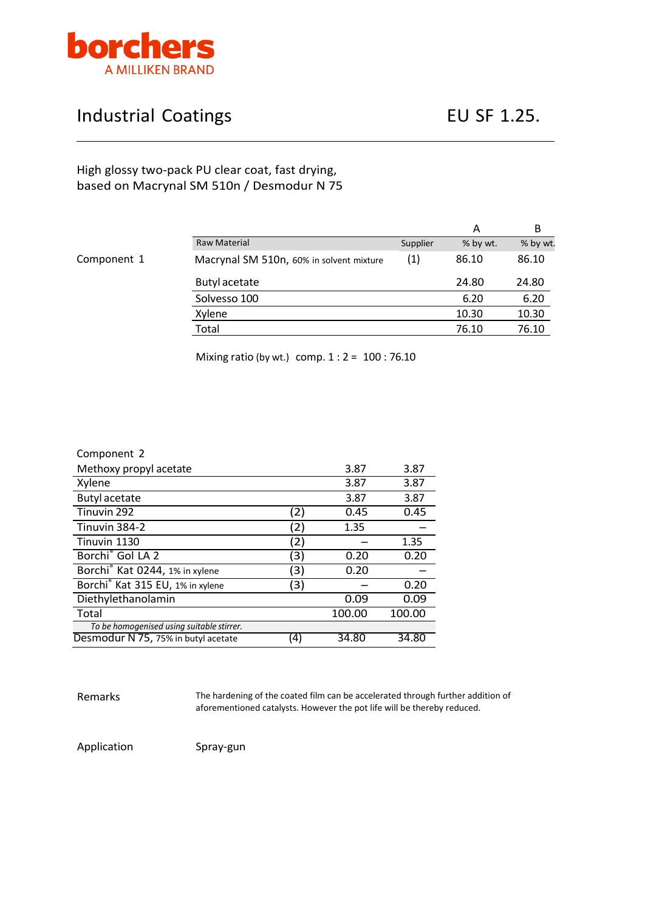borchers
A MILLIKEN BRAND

# Industrial Coatings

EU SF 1.25.

High glossy two-pack PU clear coat, fast drying,
based on Macrynal SM 510n / Desmodur N 75

| | Raw Material | Supplier | A<br>% by wt. | B<br>% by wt. |
|---|---|---|---|---|
| Component 1 | Macrynal SM 510n, 60% in solvent mixture | (1) | 86.10 | 86.10 |
| | Butyl acetate | | 24.80 | 24.80 |
| | Solvesso 100 | | 6.20 | 6.20 |
| | Xylene | | 10.30 | 10.30 |
| | Total | | 76.10 | 76.10 |

Mixing ratio (by wt.) comp. 1 : 2 = 100 : 76.10

| Component 2 | | | |
|---|---|---|---|
| Methoxy propyl acetate | | 3.87 | 3.87 |
| Xylene | | 3.87 | 3.87 |
| Butyl acetate | | 3.87 | 3.87 |
| Tinuvin 292 | (2) | 0.45 | 0.45 |
| Tinuvin 384-2 | (2) | 1.35 | – |
| Tinuvin 1130 | (2) | – | 1.35 |
| Borchi® Gol LA 2 | (3) | 0.20 | 0.20 |
| Borchi® Kat 0244, 1% in xylene | (3) | 0.20 | – |
| Borchi® Kat 315 EU, 1% in xylene | (3) | – | 0.20 |
| Diethylethanolamin | | 0.09 | 0.09 |
| Total | | 100.00 | 100.00 |
| *To be homogenised using suitable stirrer.* | | | |
| Desmodur N 75, 75% in butyl acetate | (4) | 34.80 | 34.80 |

**Remarks**

The hardening of the coated film can be accelerated through further addition of aforementioned catalysts. However the pot life will be thereby reduced.

**Application**

Spray-gun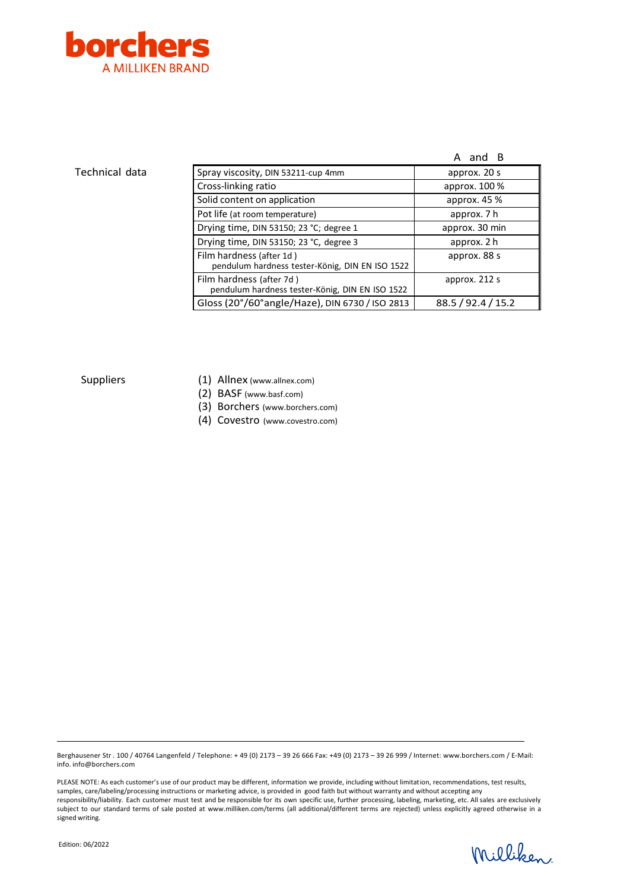borchers
A MILLIKEN BRAND

## Technical data

| | A and B |
|---|---|
| Spray viscosity, DIN 53211-cup 4mm | approx. 20 s |
| Cross-linking ratio | approx. 100 % |
| Solid content on application | approx. 45 % |
| Pot life (at room temperature) | approx. 7 h |
| Drying time, DIN 53150; 23 °C; degree 1 | approx. 30 min |
| Drying time, DIN 53150; 23 °C, degree 3 | approx. 2 h |
| Film hardness (after 1d ) pendulum hardness tester-König, DIN EN ISO 1522 | approx. 88 s |
| Film hardness (after 7d ) pendulum hardness tester-König, DIN EN ISO 1522 | approx. 212 s |
| Gloss (20°/60°angle/Haze), DIN 6730 / ISO 2813 | 88.5 / 92.4 / 15.2 |

## Suppliers

(1) Allnex (www.allnex.com)
(2) BASF (www.basf.com)
(3) Borchers (www.borchers.com)
(4) Covestro (www.covestro.com)

Berghausener Str . 100 / 40764 Langenfeld / Telephone: + 49 (0) 2173 – 39 26 666 Fax: +49 (0) 2173 – 39 26 999 / Internet: www.borchers.com / E-Mail: info. info@borchers.com

PLEASE NOTE: As each customer's use of our product may be different, information we provide, including without limitation, recommendations, test results, samples, care/labeling/processing instructions or marketing advice, is provided in good faith but without warranty and without accepting any responsibility/liability. Each customer must test and be responsible for its own specific use, further processing, labeling, marketing, etc. All sales are exclusively subject to our standard terms of sale posted at www.milliken.com/terms (all additional/different terms are rejected) unless explicitly agreed otherwise in a signed writing.

Edition: 06/2022

Milliken